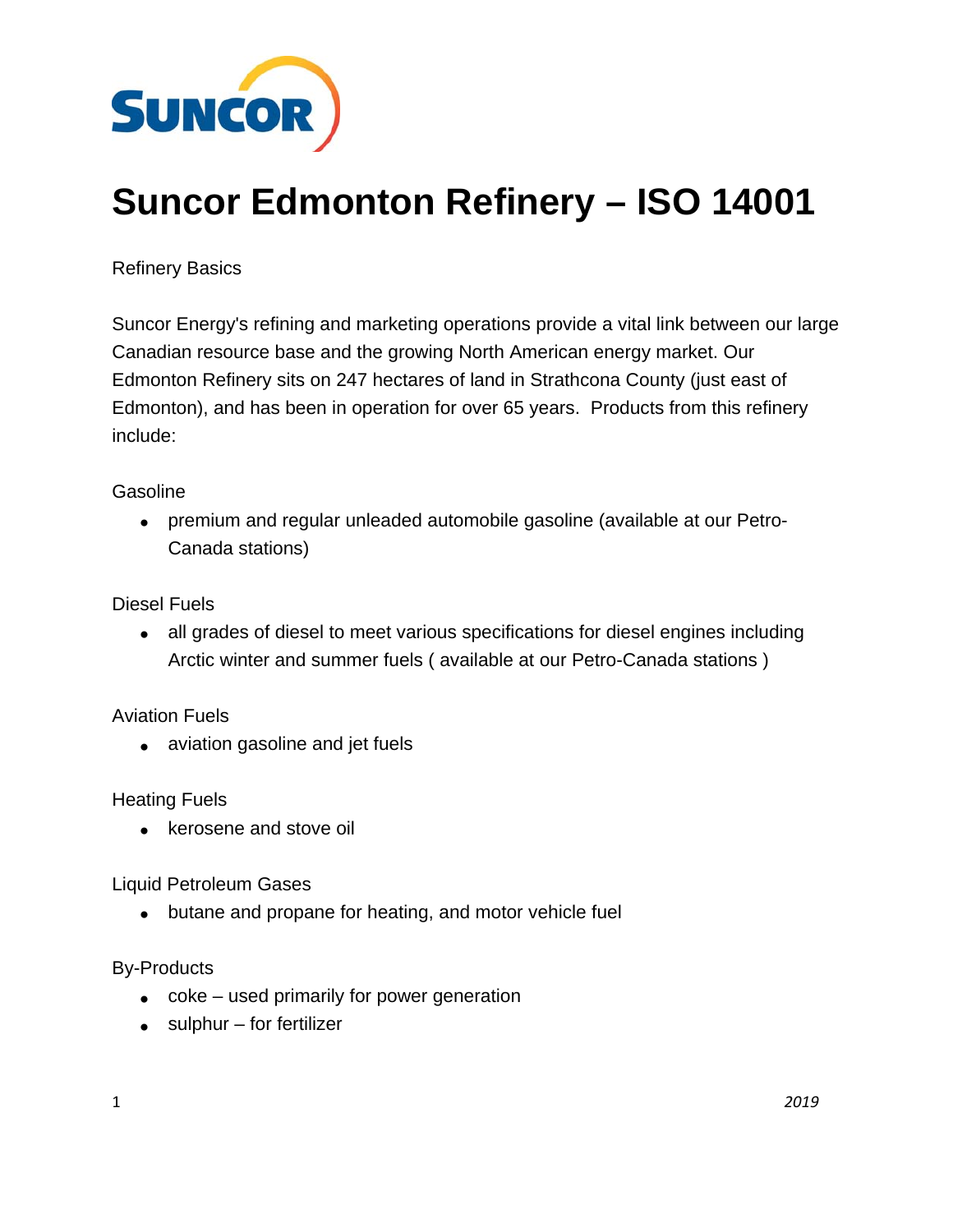# Suncor Edmonton Refinery – ISO 14001

Refinery Basics

Suncor Energy's refining and marketing operations provide a vital link between our large Canadian resource base and the growing North American energy market. Our Edmonton Refinery sits on 247 hectares of land in Strathcona County (just east of Edmonton), and has been in operation for over 65 years. Products from this refinery include:

Gasoline

- premium and regular unleaded automobile gasoline (available at our Petro-Canada stations)

Diesel Fuels

- all grades of diesel to meet various specifications for diesel engines including Arctic winter and summer fuels ( available at our Petro-Canada stations )

Aviation Fuels

- aviation gasoline and jet fuels

Heating Fuels

- kerosene and stove oil

Liquid Petroleum Gases

- butane and propane for heating, and motor vehicle fuel

By-Products

- coke – used primarily for power generation
- sulphur – for fertilizer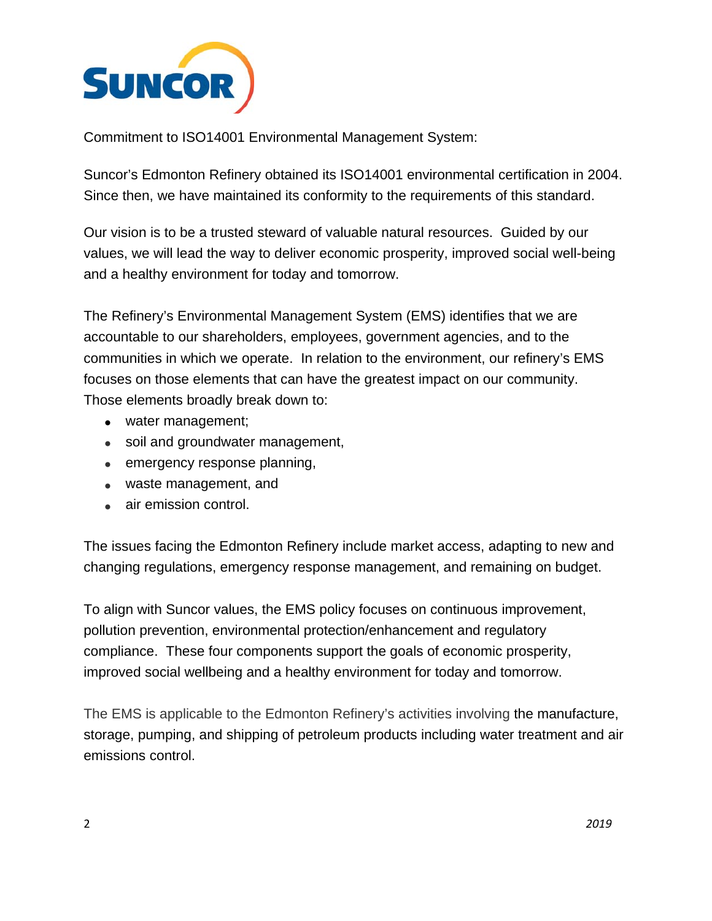Commitment to ISO14001 Environmental Management System:

Suncor's Edmonton Refinery obtained its ISO14001 environmental certification in 2004. Since then, we have maintained its conformity to the requirements of this standard.

Our vision is to be a trusted steward of valuable natural resources. Guided by our values, we will lead the way to deliver economic prosperity, improved social well-being and a healthy environment for today and tomorrow.

The Refinery's Environmental Management System (EMS) identifies that we are accountable to our shareholders, employees, government agencies, and to the communities in which we operate. In relation to the environment, our refinery's EMS focuses on those elements that can have the greatest impact on our community. Those elements broadly break down to:

- water management;
- soil and groundwater management,
- emergency response planning,
- waste management, and
- air emission control.

The issues facing the Edmonton Refinery include market access, adapting to new and changing regulations, emergency response management, and remaining on budget.

To align with Suncor values, the EMS policy focuses on continuous improvement, pollution prevention, environmental protection/enhancement and regulatory compliance. These four components support the goals of economic prosperity, improved social wellbeing and a healthy environment for today and tomorrow.

The EMS is applicable to the Edmonton Refinery's activities involving the manufacture, storage, pumping, and shipping of petroleum products including water treatment and air emissions control.